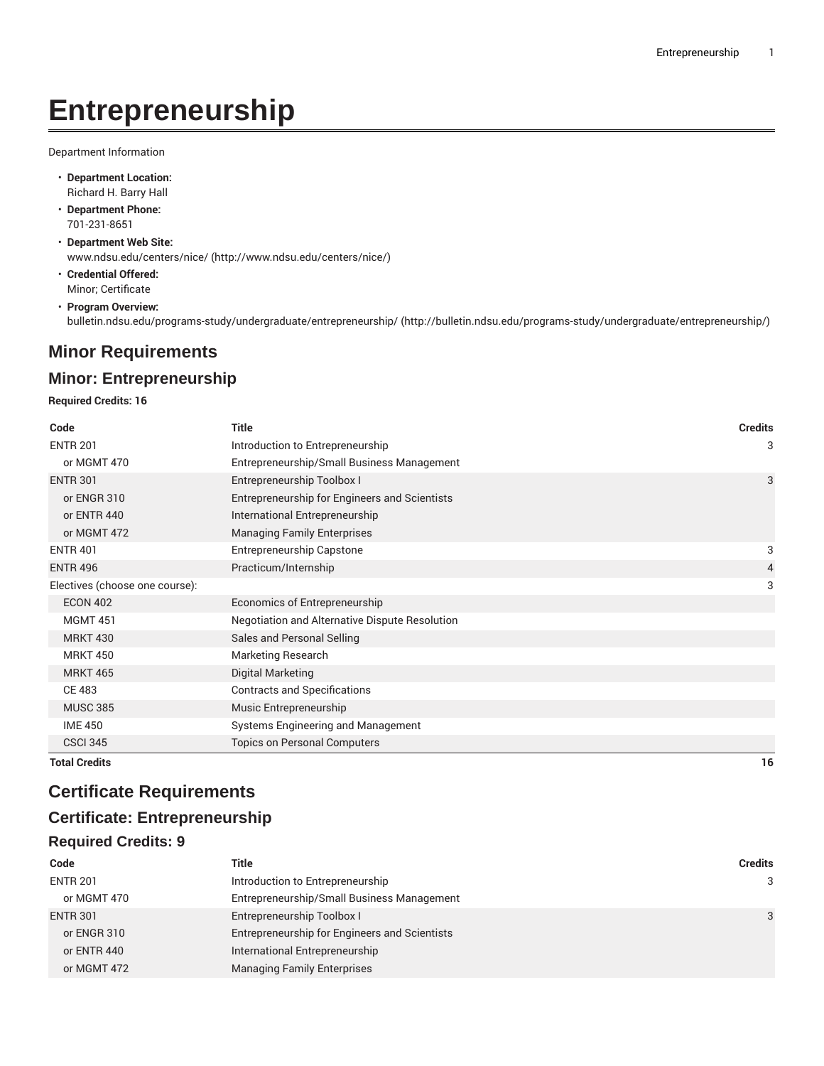# Entrepreneurship

Department Information

- **Department Location:**
  Richard H. Barry Hall
- **Department Phone:**
  701-231-8651
- **Department Web Site:**
  www.ndsu.edu/centers/nice/ (http://www.ndsu.edu/centers/nice/)
- **Credential Offered:**
  Minor; Certificate
- **Program Overview:**
  bulletin.ndsu.edu/programs-study/undergraduate/entrepreneurship/ (http://bulletin.ndsu.edu/programs-study/undergraduate/entrepreneurship/)

## Minor Requirements

### Minor: Entrepreneurship

**Required Credits: 16**

| Code | Title | Credits |
|---|---|---|
| ENTR 201 | Introduction to Entrepreneurship | 3 |
| or MGMT 470 | Entrepreneurship/Small Business Management | |
| ENTR 301 | Entrepreneurship Toolbox I | 3 |
| or ENGR 310 | Entrepreneurship for Engineers and Scientists | |
| or ENTR 440 | International Entrepreneurship | |
| or MGMT 472 | Managing Family Enterprises | |
| ENTR 401 | Entrepreneurship Capstone | 3 |
| ENTR 496 | Practicum/Internship | 4 |
| Electives (choose one course): | | 3 |
| ECON 402 | Economics of Entrepreneurship | |
| MGMT 451 | Negotiation and Alternative Dispute Resolution | |
| MRKT 430 | Sales and Personal Selling | |
| MRKT 450 | Marketing Research | |
| MRKT 465 | Digital Marketing | |
| CE 483 | Contracts and Specifications | |
| MUSC 385 | Music Entrepreneurship | |
| IME 450 | Systems Engineering and Management | |
| CSCI 345 | Topics on Personal Computers | |
| **Total Credits** | | **16** |

## Certificate Requirements

### Certificate: Entrepreneurship

### Required Credits: 9

| Code | Title | Credits |
|---|---|---|
| ENTR 201 | Introduction to Entrepreneurship | 3 |
| or MGMT 470 | Entrepreneurship/Small Business Management | |
| ENTR 301 | Entrepreneurship Toolbox I | 3 |
| or ENGR 310 | Entrepreneurship for Engineers and Scientists | |
| or ENTR 440 | International Entrepreneurship | |
| or MGMT 472 | Managing Family Enterprises | |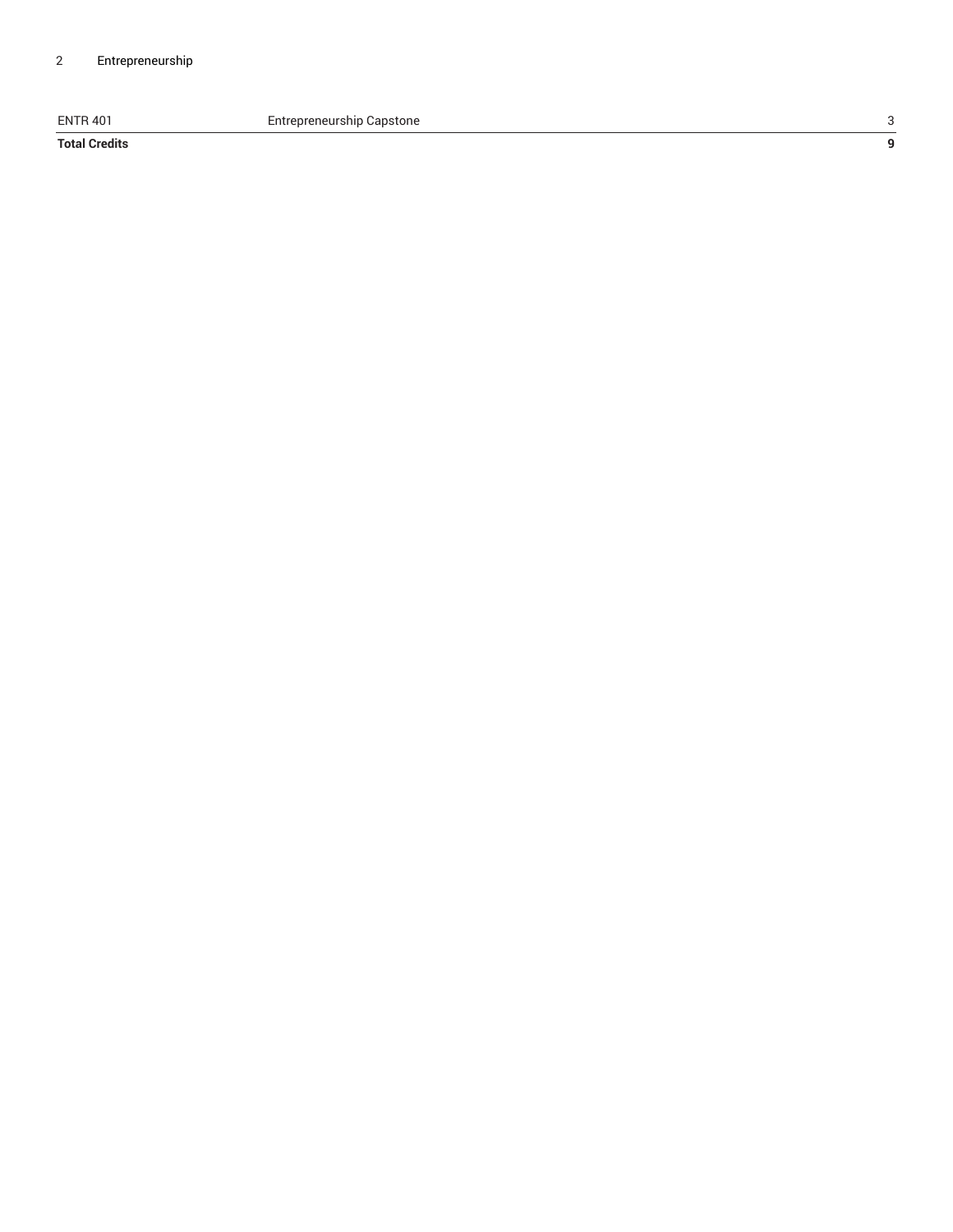| | | |
|---|---|---|
| ENTR 401 | Entrepreneurship Capstone | 3 |
| **Total Credits** | | **9** |